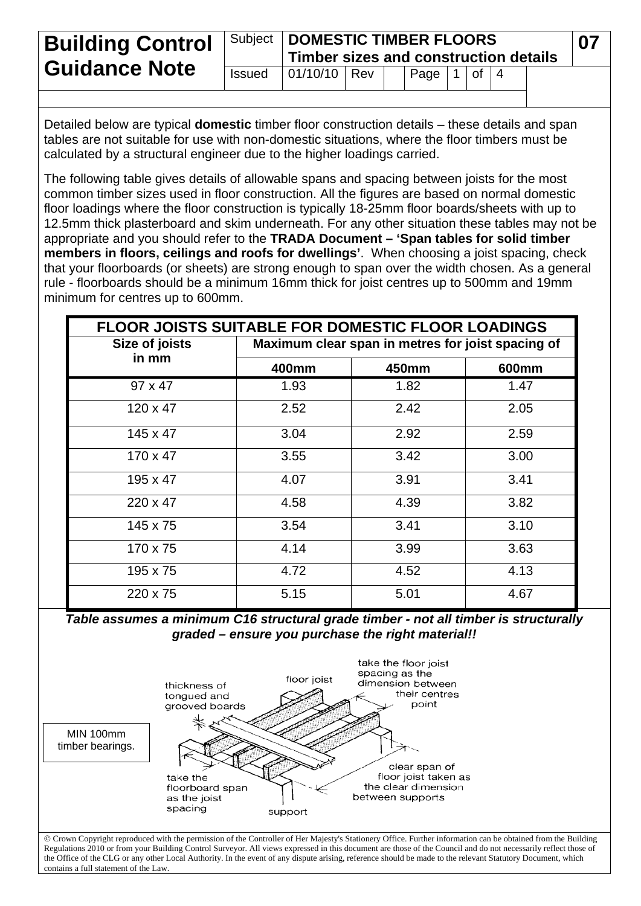# Building Control Guidance Note

| Subject | DOMESTIC TIMBER FLOORS Timber sizes and construction details | 07 |
|---|---|---|
| Issued | 01/10/10 Rev | |

Detailed below are typical **domestic** timber floor construction details – these details and span tables are not suitable for use with non-domestic situations, where the floor timbers must be calculated by a structural engineer due to the higher loadings carried.

The following table gives details of allowable spans and spacing between joists for the most common timber sizes used in floor construction. All the figures are based on normal domestic floor loadings where the floor construction is typically 18-25mm floor boards/sheets with up to 12.5mm thick plasterboard and skim underneath. For any other situation these tables may not be appropriate and you should refer to the **TRADA Document – 'Span tables for solid timber members in floors, ceilings and roofs for dwellings'**. When choosing a joist spacing, check that your floorboards (or sheets) are strong enough to span over the width chosen. As a general rule - floorboards should be a minimum 16mm thick for joist centres up to 500mm and 19mm minimum for centres up to 600mm.

**FLOOR JOISTS SUITABLE FOR DOMESTIC FLOOR LOADINGS**

| Size of joists in mm | Maximum clear span in metres for joist spacing of | | |
|---|---|---|---|
| | **400mm** | **450mm** | **600mm** |
| 97 x 47 | 1.93 | 1.82 | 1.47 |
| 120 x 47 | 2.52 | 2.42 | 2.05 |
| 145 x 47 | 3.04 | 2.92 | 2.59 |
| 170 x 47 | 3.55 | 3.42 | 3.00 |
| 195 x 47 | 4.07 | 3.91 | 3.41 |
| 220 x 47 | 4.58 | 4.39 | 3.82 |
| 145 x 75 | 3.54 | 3.41 | 3.10 |
| 170 x 75 | 4.14 | 3.99 | 3.63 |
| 195 x 75 | 4.72 | 4.52 | 4.13 |
| 220 x 75 | 5.15 | 5.01 | 4.67 |

***Table assumes a minimum C16 structural grade timber - not all timber is structurally graded – ensure you purchase the right material!!***

MIN 100mm timber bearings.

thickness of tongued and grooved boards

floor joist

take the floor joist spacing as the dimension between their centres point

take the floorboard span as the joist spacing

clear span of floor joist taken as the clear dimension between supports

support

© Crown Copyright reproduced with the permission of the Controller of Her Majesty's Stationery Office. Further information can be obtained from the Building Regulations 2010 or from your Building Control Surveyor. All views expressed in this document are those of the Council and do not necessarily reflect those of the Office of the CLG or any other Local Authority. In the event of any dispute arising, reference should be made to the relevant Statutory Document, which contains a full statement of the Law.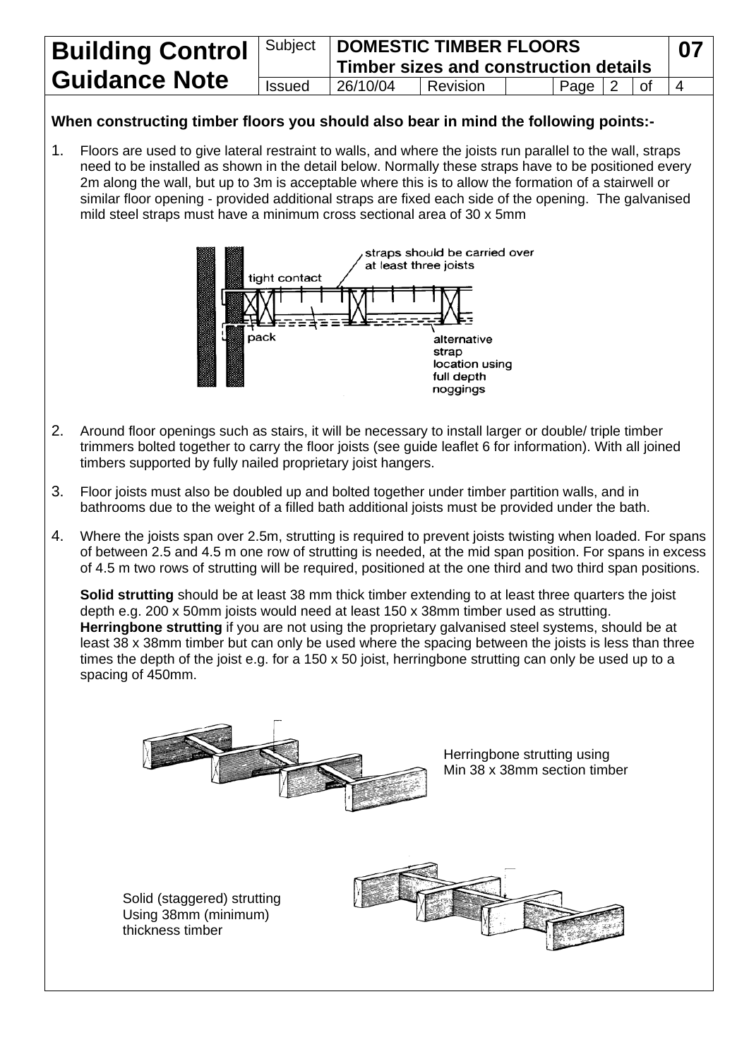**When constructing timber floors you should also bear in mind the following points:-**

1. Floors are used to give lateral restraint to walls, and where the joists run parallel to the wall, straps need to be installed as shown in the detail below. Normally these straps have to be positioned every 2m along the wall, but up to 3m is acceptable where this is to allow the formation of a stairwell or similar floor opening - provided additional straps are fixed each side of the opening. The galvanised mild steel straps must have a minimum cross sectional area of 30 x 5mm

straps should be carried over at least three joists

tight contact

pack

alternative strap location using full depth noggings

2. Around floor openings such as stairs, it will be necessary to install larger or double/ triple timber trimmers bolted together to carry the floor joists (see guide leaflet 6 for information). With all joined timbers supported by fully nailed proprietary joist hangers.

3. Floor joists must also be doubled up and bolted together under timber partition walls, and in bathrooms due to the weight of a filled bath additional joists must be provided under the bath.

4. Where the joists span over 2.5m, strutting is required to prevent joists twisting when loaded. For spans of between 2.5 and 4.5 m one row of strutting is needed, at the mid span position. For spans in excess of 4.5 m two rows of strutting will be required, positioned at the one third and two third span positions.

   **Solid strutting** should be at least 38 mm thick timber extending to at least three quarters the joist depth e.g. 200 x 50mm joists would need at least 150 x 38mm timber used as strutting.
   **Herringbone strutting** if you are not using the proprietary galvanised steel systems, should be at least 38 x 38mm timber but can only be used where the spacing between the joists is less than three times the depth of the joist e.g. for a 150 x 50 joist, herringbone strutting can only be used up to a spacing of 450mm.

Herringbone strutting using Min 38 x 38mm section timber

Solid (staggered) strutting Using 38mm (minimum) thickness timber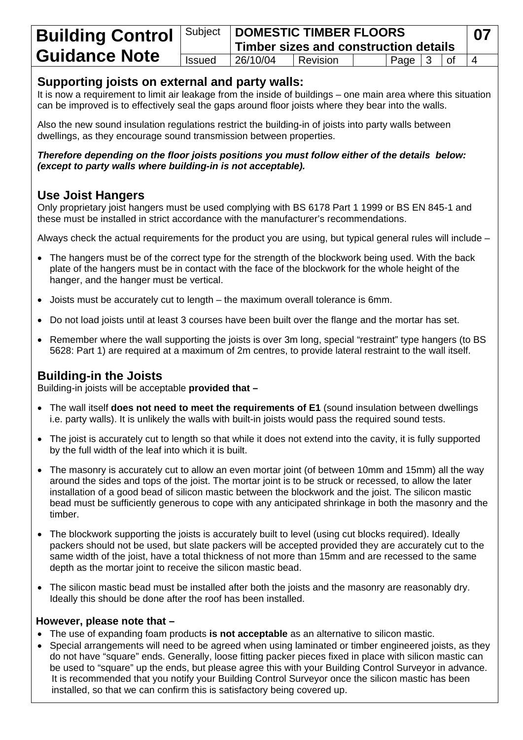## Supporting joists on external and party walls:

It is now a requirement to limit air leakage from the inside of buildings – one main area where this situation can be improved is to effectively seal the gaps around floor joists where they bear into the walls.

Also the new sound insulation regulations restrict the building-in of joists into party walls between dwellings, as they encourage sound transmission between properties.

***Therefore depending on the floor joists positions you must follow either of the details below: (except to party walls where building-in is not acceptable).***

## Use Joist Hangers

Only proprietary joist hangers must be used complying with BS 6178 Part 1 1999 or BS EN 845-1 and these must be installed in strict accordance with the manufacturer's recommendations.

Always check the actual requirements for the product you are using, but typical general rules will include –

- The hangers must be of the correct type for the strength of the blockwork being used. With the back plate of the hangers must be in contact with the face of the blockwork for the whole height of the hanger, and the hanger must be vertical.
- Joists must be accurately cut to length – the maximum overall tolerance is 6mm.
- Do not load joists until at least 3 courses have been built over the flange and the mortar has set.
- Remember where the wall supporting the joists is over 3m long, special "restraint" type hangers (to BS 5628: Part 1) are required at a maximum of 2m centres, to provide lateral restraint to the wall itself.

## Building-in the Joists

Building-in joists will be acceptable **provided that –**

- The wall itself **does not need to meet the requirements of E1** (sound insulation between dwellings i.e. party walls). It is unlikely the walls with built-in joists would pass the required sound tests.
- The joist is accurately cut to length so that while it does not extend into the cavity, it is fully supported by the full width of the leaf into which it is built.
- The masonry is accurately cut to allow an even mortar joint (of between 10mm and 15mm) all the way around the sides and tops of the joist. The mortar joint is to be struck or recessed, to allow the later installation of a good bead of silicon mastic between the blockwork and the joist. The silicon mastic bead must be sufficiently generous to cope with any anticipated shrinkage in both the masonry and the timber.
- The blockwork supporting the joists is accurately built to level (using cut blocks required). Ideally packers should not be used, but slate packers will be accepted provided they are accurately cut to the same width of the joist, have a total thickness of not more than 15mm and are recessed to the same depth as the mortar joint to receive the silicon mastic bead.
- The silicon mastic bead must be installed after both the joists and the masonry are reasonably dry. Ideally this should be done after the roof has been installed.

### However, please note that –

- The use of expanding foam products **is not acceptable** as an alternative to silicon mastic.
- Special arrangements will need to be agreed when using laminated or timber engineered joists, as they do not have "square" ends. Generally, loose fitting packer pieces fixed in place with silicon mastic can be used to "square" up the ends, but please agree this with your Building Control Surveyor in advance. It is recommended that you notify your Building Control Surveyor once the silicon mastic has been installed, so that we can confirm this is satisfactory being covered up.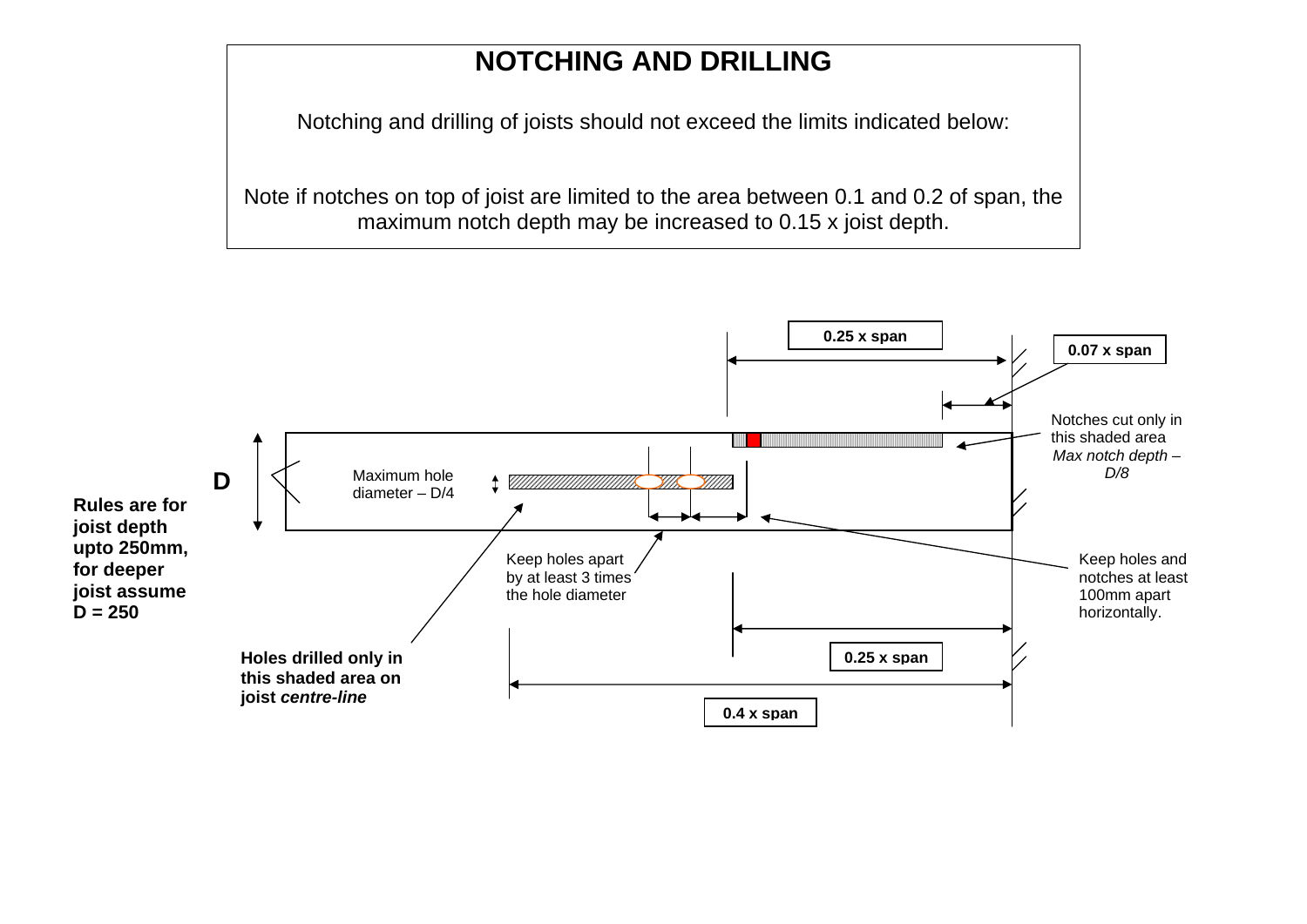# NOTCHING AND DRILLING

Notching and drilling of joists should not exceed the limits indicated below:

Note if notches on top of joist are limited to the area between 0.1 and 0.2 of span, the maximum notch depth may be increased to 0.15 x joist depth.

0.25 x span

0.07 x span

Notches cut only in this shaded area
*Max notch depth – D/8*

D

Maximum hole diameter – D/4

**Rules are for joist depth upto 250mm, for deeper joist assume D = 250**

Keep holes apart by at least 3 times the hole diameter

Keep holes and notches at least 100mm apart horizontally.

**Holes drilled only in this shaded area on joist *centre-line***

0.25 x span

0.4 x span